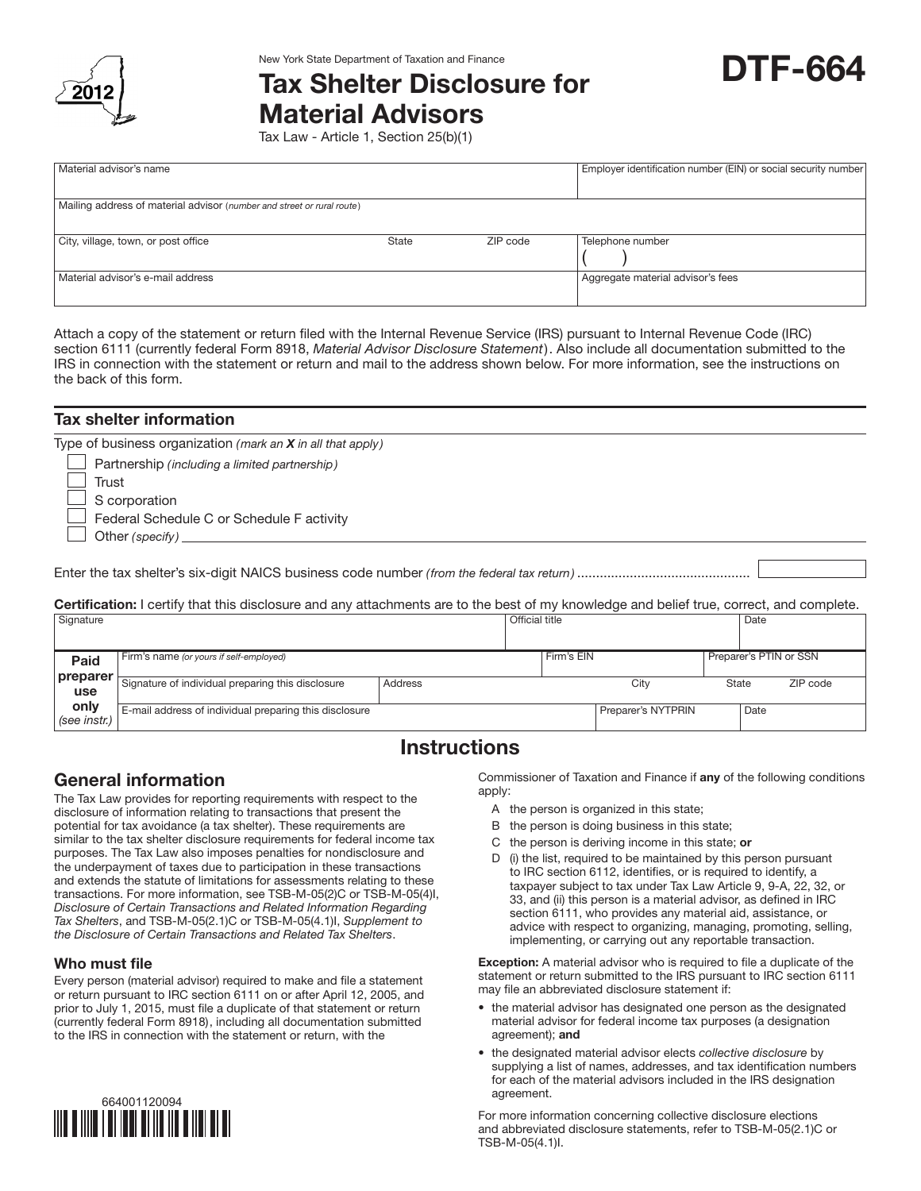New York State Department of Taxation and Finance

# Tax Shelter Disclosure for Material Advisors

**DTF-664**

2012

Tax Law - Article 1, Section 25(b)(1)

| Material advisor's name | | | Employer identification number (EIN) or social security number |
|---|---|---|---|
| Mailing address of material advisor *(number and street or rural route)* | | | |
| City, village, town, or post office | State | ZIP code | Telephone number ( ) |
| Material advisor's e-mail address | | | Aggregate material advisor's fees |

Attach a copy of the statement or return filed with the Internal Revenue Service (IRS) pursuant to Internal Revenue Code (IRC) section 6111 (currently federal Form 8918, *Material Advisor Disclosure Statement*). Also include all documentation submitted to the IRS in connection with the statement or return and mail to the address shown below. For more information, see the instructions on the back of this form.

## Tax shelter information

Type of business organization *(mark an **X** in all that apply)*

- ☐ Partnership *(including a limited partnership)*
- ☐ Trust
- ☐ S corporation
- ☐ Federal Schedule C or Schedule F activity
- ☐ Other *(specify)* ____________

Enter the tax shelter's six-digit NAICS business code number *(from the federal tax return)* .............................................. ☐

**Certification:** I certify that this disclosure and any attachments are to the best of my knowledge and belief true, correct, and complete.

| Signature | Official title | Date |
|---|---|---|
| | | |

| **Paid preparer use only** *(see instr.)* | | | | | |
|---|---|---|---|---|---|
| Firm's name *(or yours if self-employed)* | | Firm's EIN | | Preparer's PTIN or SSN | |
| Signature of individual preparing this disclosure | Address | City | State | ZIP code | |
| E-mail address of individual preparing this disclosure | | Preparer's NYTPRIN | | Date | |

# Instructions

## General information

The Tax Law provides for reporting requirements with respect to the disclosure of information relating to transactions that present the potential for tax avoidance (a tax shelter). These requirements are similar to the tax shelter disclosure requirements for federal income tax purposes. The Tax Law also imposes penalties for nondisclosure and the underpayment of taxes due to participation in these transactions and extends the statute of limitations for assessments relating to these transactions. For more information, see TSB-M-05(2)C or TSB-M-05(4)I, *Disclosure of Certain Transactions and Related Information Regarding Tax Shelters*, and TSB-M-05(2.1)C or TSB-M-05(4.1)I, *Supplement to the Disclosure of Certain Transactions and Related Tax Shelters*.

### Who must file

Every person (material advisor) required to make and file a statement or return pursuant to IRC section 6111 on or after April 12, 2005, and prior to July 1, 2015, must file a duplicate of that statement or return (currently federal Form 8918), including all documentation submitted to the IRS in connection with the statement or return, with the Commissioner of Taxation and Finance if **any** of the following conditions apply:

A the person is organized in this state;

B the person is doing business in this state;

C the person is deriving income in this state; **or**

D (i) the list, required to be maintained by this person pursuant to IRC section 6112, identifies, or is required to identify, a taxpayer subject to tax under Tax Law Article 9, 9-A, 22, 32, or 33, and (ii) this person is a material advisor, as defined in IRC section 6111, who provides any material aid, assistance, or advice with respect to organizing, managing, promoting, selling, implementing, or carrying out any reportable transaction.

**Exception:** A material advisor who is required to file a duplicate of the statement or return submitted to the IRS pursuant to IRC section 6111 may file an abbreviated disclosure statement if:

- the material advisor has designated one person as the designated material advisor for federal income tax purposes (a designation agreement); **and**
- the designated material advisor elects *collective disclosure* by supplying a list of names, addresses, and tax identification numbers for each of the material advisors included in the IRS designation agreement.

For more information concerning collective disclosure elections and abbreviated disclosure statements, refer to TSB-M-05(2.1)C or TSB-M-05(4.1)I.

664001120094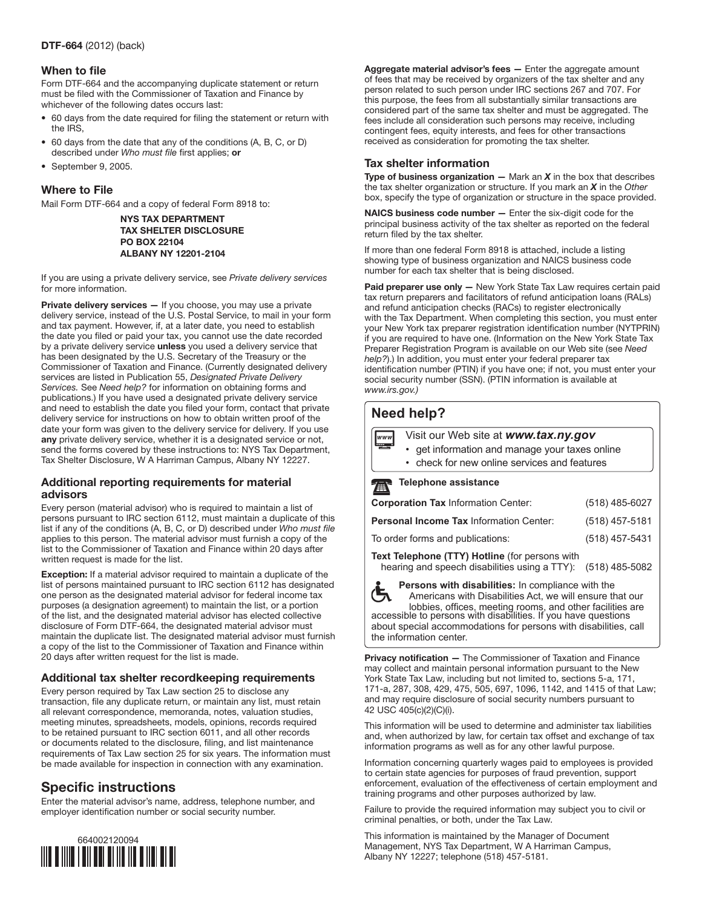## When to file

Form DTF-664 and the accompanying duplicate statement or return must be filed with the Commissioner of Taxation and Finance by whichever of the following dates occurs last:

- 60 days from the date required for filing the statement or return with the IRS,
- 60 days from the date that any of the conditions (A, B, C, or D) described under *Who must file* first applies; **or**
- September 9, 2005.

## Where to File

Mail Form DTF-664 and a copy of federal Form 8918 to:

**NYS TAX DEPARTMENT**
**TAX SHELTER DISCLOSURE**
**PO BOX 22104**
**ALBANY NY 12201-2104**

If you are using a private delivery service, see *Private delivery services* for more information.

**Private delivery services —** If you choose, you may use a private delivery service, instead of the U.S. Postal Service, to mail in your form and tax payment. However, if, at a later date, you need to establish the date you filed or paid your tax, you cannot use the date recorded by a private delivery service **unless** you used a delivery service that has been designated by the U.S. Secretary of the Treasury or the Commissioner of Taxation and Finance. (Currently designated delivery services are listed in Publication 55, *Designated Private Delivery Services.* See *Need help?* for information on obtaining forms and publications.) If you have used a designated private delivery service and need to establish the date you filed your form, contact that private delivery service for instructions on how to obtain written proof of the date your form was given to the delivery service for delivery. If you use **any** private delivery service, whether it is a designated service or not, send the forms covered by these instructions to: NYS Tax Department, Tax Shelter Disclosure, W A Harriman Campus, Albany NY 12227.

### Additional reporting requirements for material advisors

Every person (material advisor) who is required to maintain a list of persons pursuant to IRC section 6112, must maintain a duplicate of this list if any of the conditions (A, B, C, or D) described under *Who must file* applies to this person. The material advisor must furnish a copy of the list to the Commissioner of Taxation and Finance within 20 days after written request is made for the list.

**Exception:** If a material advisor required to maintain a duplicate of the list of persons maintained pursuant to IRC section 6112 has designated one person as the designated material advisor for federal income tax purposes (a designation agreement) to maintain the list, or a portion of the list, and the designated material advisor has elected collective disclosure of Form DTF-664, the designated material advisor must maintain the duplicate list. The designated material advisor must furnish a copy of the list to the Commissioner of Taxation and Finance within 20 days after written request for the list is made.

### Additional tax shelter recordkeeping requirements

Every person required by Tax Law section 25 to disclose any transaction, file any duplicate return, or maintain any list, must retain all relevant correspondence, memoranda, notes, valuation studies, meeting minutes, spreadsheets, models, opinions, records required to be retained pursuant to IRC section 6011, and all other records or documents related to the disclosure, filing, and list maintenance requirements of Tax Law section 25 for six years. The information must be made available for inspection in connection with any examination.

## Specific instructions

Enter the material advisor's name, address, telephone number, and employer identification number or social security number.

**Aggregate material advisor's fees —** Enter the aggregate amount of fees that may be received by organizers of the tax shelter and any person related to such person under IRC sections 267 and 707. For this purpose, the fees from all substantially similar transactions are considered part of the same tax shelter and must be aggregated. The fees include all consideration such persons may receive, including contingent fees, equity interests, and fees for other transactions received as consideration for promoting the tax shelter.

### Tax shelter information

**Type of business organization —** Mark an ***X*** in the box that describes the tax shelter organization or structure. If you mark an ***X*** in the *Other* box, specify the type of organization or structure in the space provided.

**NAICS business code number —** Enter the six-digit code for the principal business activity of the tax shelter as reported on the federal return filed by the tax shelter.

If more than one federal Form 8918 is attached, include a listing showing type of business organization and NAICS business code number for each tax shelter that is being disclosed.

**Paid preparer use only —** New York State Tax Law requires certain paid tax return preparers and facilitators of refund anticipation loans (RALs) and refund anticipation checks (RACs) to register electronically with the Tax Department. When completing this section, you must enter your New York tax preparer registration identification number (NYTPRIN) if you are required to have one. (Information on the New York State Tax Preparer Registration Program is available on our Web site (see *Need help?*).) In addition, you must enter your federal preparer tax identification number (PTIN) if you have one; if not, you must enter your social security number (SSN). (PTIN information is available at *www.irs.gov.)*

## Need help?

Visit our Web site at ***www.tax.ny.gov***
- get information and manage your taxes online
- check for new online services and features

**Telephone assistance**

| | |
|---|---|
| **Corporation Tax** Information Center: | (518) 485-6027 |
| **Personal Income Tax** Information Center: | (518) 457-5181 |
| To order forms and publications: | (518) 457-5431 |
| **Text Telephone (TTY) Hotline** (for persons with hearing and speech disabilities using a TTY): | (518) 485-5082 |

**Persons with disabilities:** In compliance with the Americans with Disabilities Act, we will ensure that our lobbies, offices, meeting rooms, and other facilities are accessible to persons with disabilities. If you have questions about special accommodations for persons with disabilities, call the information center.

**Privacy notification —** The Commissioner of Taxation and Finance may collect and maintain personal information pursuant to the New York State Tax Law, including but not limited to, sections 5-a, 171, 171-a, 287, 308, 429, 475, 505, 697, 1096, 1142, and 1415 of that Law; and may require disclosure of social security numbers pursuant to 42 USC 405(c)(2)(C)(i).

This information will be used to determine and administer tax liabilities and, when authorized by law, for certain tax offset and exchange of tax information programs as well as for any other lawful purpose.

Information concerning quarterly wages paid to employees is provided to certain state agencies for purposes of fraud prevention, support enforcement, evaluation of the effectiveness of certain employment and training programs and other purposes authorized by law.

Failure to provide the required information may subject you to civil or criminal penalties, or both, under the Tax Law.

This information is maintained by the Manager of Document Management, NYS Tax Department, W A Harriman Campus, Albany NY 12227; telephone (518) 457-5181.

664002120094